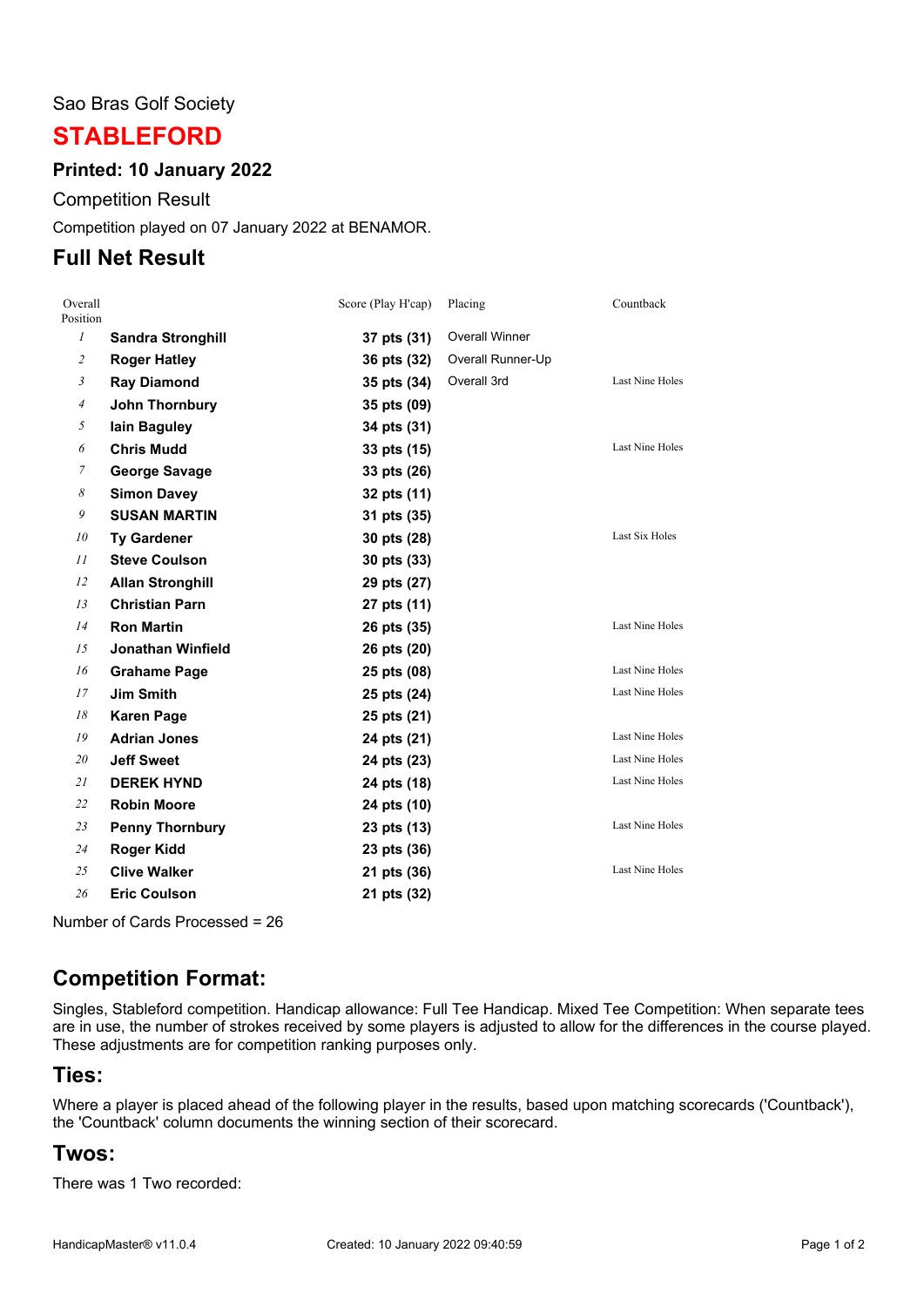Sao Bras Golf Society

# STABLEFORD

### Printed: 10 January 2022

Competition Result

Competition played on 07 January 2022 at BENAMOR.

## Full Net Result

| Overall Position | | Score (Play H'cap) | Placing | Countback |
|---|---|---|---|---|
| 1 | **Sandra Stronghill** | **37 pts (31)** | Overall Winner | |
| 2 | **Roger Hatley** | **36 pts (32)** | Overall Runner-Up | |
| 3 | **Ray Diamond** | **35 pts (34)** | Overall 3rd | Last Nine Holes |
| 4 | **John Thornbury** | **35 pts (09)** | | |
| 5 | **Iain Baguley** | **34 pts (31)** | | |
| 6 | **Chris Mudd** | **33 pts (15)** | | Last Nine Holes |
| 7 | **George Savage** | **33 pts (26)** | | |
| 8 | **Simon Davey** | **32 pts (11)** | | |
| 9 | **SUSAN MARTIN** | **31 pts (35)** | | |
| 10 | **Ty Gardener** | **30 pts (28)** | | Last Six Holes |
| 11 | **Steve Coulson** | **30 pts (33)** | | |
| 12 | **Allan Stronghill** | **29 pts (27)** | | |
| 13 | **Christian Parn** | **27 pts (11)** | | |
| 14 | **Ron Martin** | **26 pts (35)** | | Last Nine Holes |
| 15 | **Jonathan Winfield** | **26 pts (20)** | | |
| 16 | **Grahame Page** | **25 pts (08)** | | Last Nine Holes |
| 17 | **Jim Smith** | **25 pts (24)** | | Last Nine Holes |
| 18 | **Karen Page** | **25 pts (21)** | | |
| 19 | **Adrian Jones** | **24 pts (21)** | | Last Nine Holes |
| 20 | **Jeff Sweet** | **24 pts (23)** | | Last Nine Holes |
| 21 | **DEREK HYND** | **24 pts (18)** | | Last Nine Holes |
| 22 | **Robin Moore** | **24 pts (10)** | | |
| 23 | **Penny Thornbury** | **23 pts (13)** | | Last Nine Holes |
| 24 | **Roger Kidd** | **23 pts (36)** | | |
| 25 | **Clive Walker** | **21 pts (36)** | | Last Nine Holes |
| 26 | **Eric Coulson** | **21 pts (32)** | | |

Number of Cards Processed = 26

## Competition Format:

Singles, Stableford competition. Handicap allowance: Full Tee Handicap. Mixed Tee Competition: When separate tees are in use, the number of strokes received by some players is adjusted to allow for the differences in the course played. These adjustments are for competition ranking purposes only.

## Ties:

Where a player is placed ahead of the following player in the results, based upon matching scorecards ('Countback'), the 'Countback' column documents the winning section of their scorecard.

## Twos:

There was 1 Two recorded: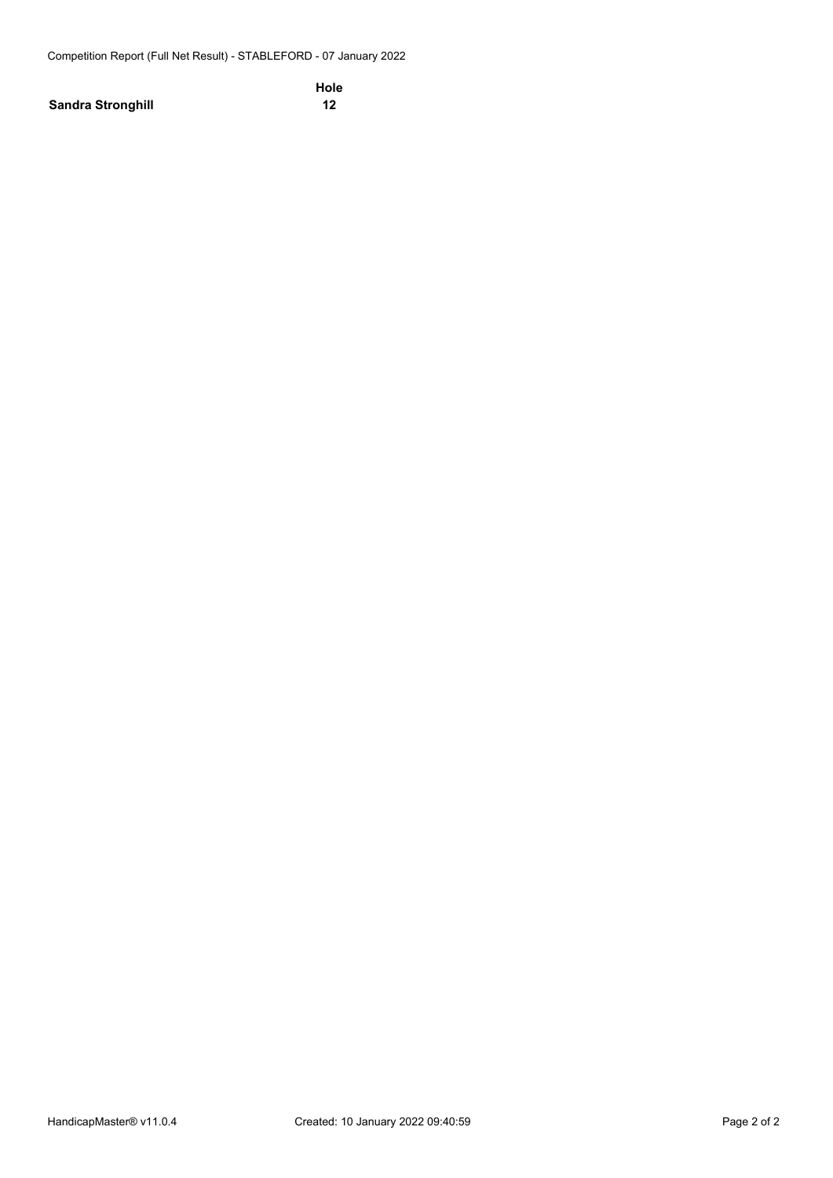Competition Report (Full Net Result) - STABLEFORD - 07 January 2022

| | Hole |
| --- | --- |
| **Sandra Stronghill** | **12** |

HandicapMaster® v11.0.4 Created: 10 January 2022 09:40:59